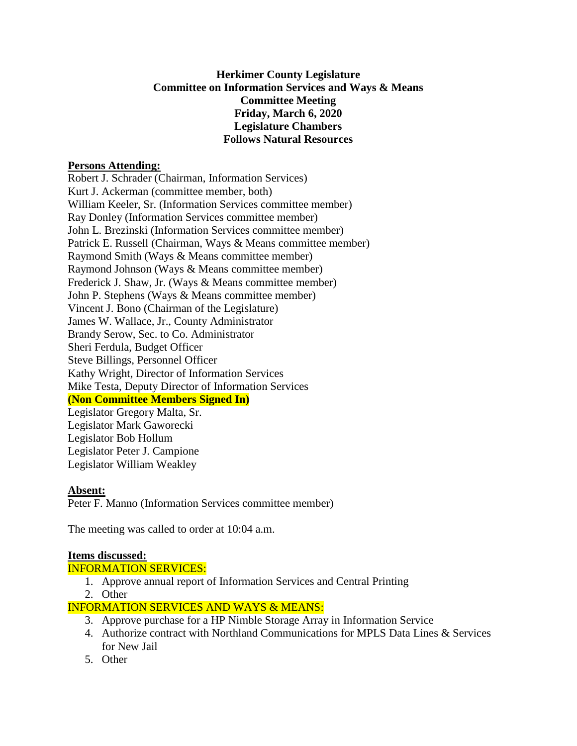**Herkimer County Legislature**
**Committee on Information Services and Ways & Means**
**Committee Meeting**
**Friday, March 6, 2020**
**Legislature Chambers**
**Follows Natural Resources**

**Persons Attending:**

Robert J. Schrader (Chairman, Information Services)
Kurt J. Ackerman (committee member, both)
William Keeler, Sr. (Information Services committee member)
Ray Donley (Information Services committee member)
John L. Brezinski (Information Services committee member)
Patrick E. Russell (Chairman, Ways & Means committee member)
Raymond Smith (Ways & Means committee member)
Raymond Johnson (Ways & Means committee member)
Frederick J. Shaw, Jr. (Ways & Means committee member)
John P. Stephens (Ways & Means committee member)
Vincent J. Bono (Chairman of the Legislature)
James W. Wallace, Jr., County Administrator
Brandy Serow, Sec. to Co. Administrator
Sheri Ferdula, Budget Officer
Steve Billings, Personnel Officer
Kathy Wright, Director of Information Services
Mike Testa, Deputy Director of Information Services

**(Non Committee Members Signed In)**

Legislator Gregory Malta, Sr.
Legislator Mark Gaworecki
Legislator Bob Hollum
Legislator Peter J. Campione
Legislator William Weakley

**Absent:**

Peter F. Manno (Information Services committee member)

The meeting was called to order at 10:04 a.m.

**Items discussed:**

INFORMATION SERVICES:

1. Approve annual report of Information Services and Central Printing
2. Other

INFORMATION SERVICES AND WAYS & MEANS:

3. Approve purchase for a HP Nimble Storage Array in Information Service
4. Authorize contract with Northland Communications for MPLS Data Lines & Services for New Jail
5. Other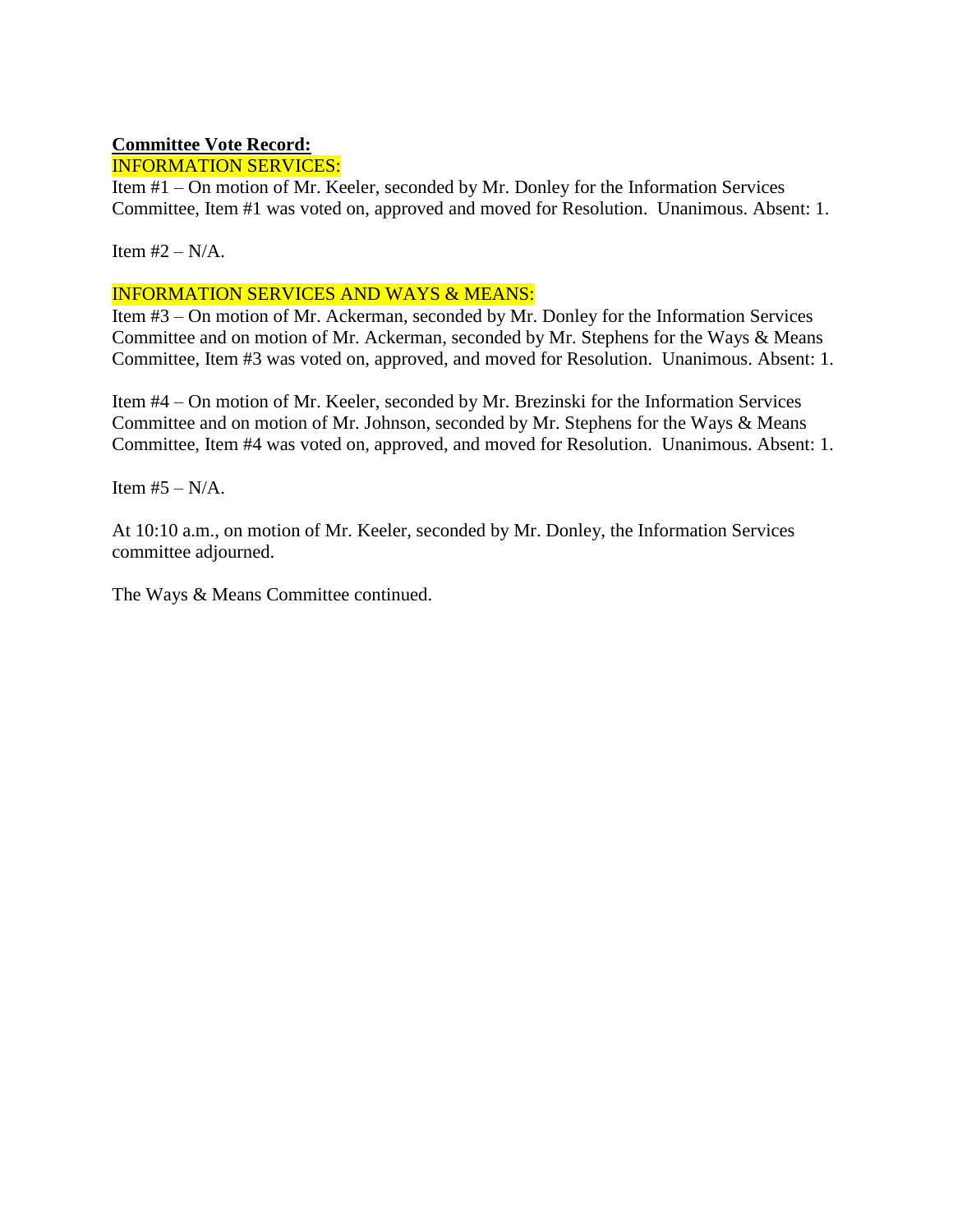**Committee Vote Record:**

INFORMATION SERVICES:

Item #1 – On motion of Mr. Keeler, seconded by Mr. Donley for the Information Services Committee, Item #1 was voted on, approved and moved for Resolution. Unanimous. Absent: 1.

Item #2 – N/A.

INFORMATION SERVICES AND WAYS & MEANS:

Item #3 – On motion of Mr. Ackerman, seconded by Mr. Donley for the Information Services Committee and on motion of Mr. Ackerman, seconded by Mr. Stephens for the Ways & Means Committee, Item #3 was voted on, approved, and moved for Resolution. Unanimous. Absent: 1.

Item #4 – On motion of Mr. Keeler, seconded by Mr. Brezinski for the Information Services Committee and on motion of Mr. Johnson, seconded by Mr. Stephens for the Ways & Means Committee, Item #4 was voted on, approved, and moved for Resolution. Unanimous. Absent: 1.

Item #5 – N/A.

At 10:10 a.m., on motion of Mr. Keeler, seconded by Mr. Donley, the Information Services committee adjourned.

The Ways & Means Committee continued.